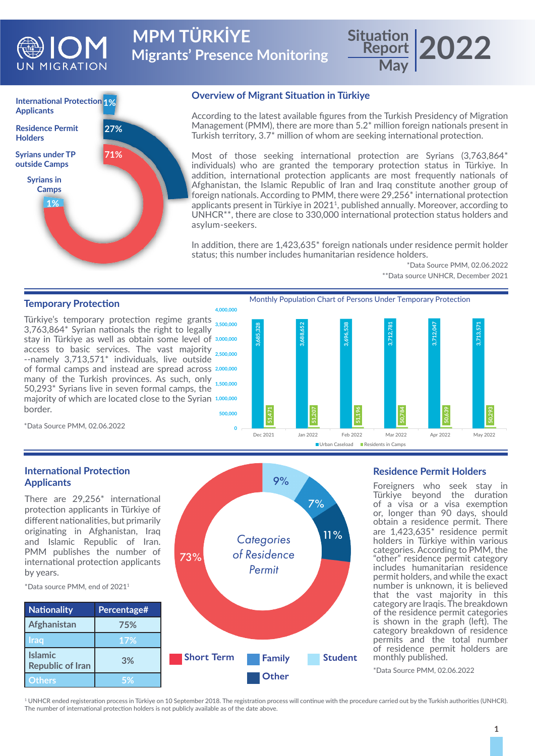# MPM TÜRKİYE

## Migrants' Presence Monitoring

Situation Report May 2022

International Protection Applicants 1%
Residence Permit Holders 27%
Syrians under TP outside Camps 71%
Syrians in Camps 1%

## Overview of Migrant Situation in Türkiye

According to the latest available figures from the Turkish Presidency of Migration Management (PMM), there are more than 5.2* million foreign nationals present in Turkish territory, 3.7* million of whom are seeking international protection.

Most of those seeking international protection are Syrians (3,763,864* individuals) who are granted the temporary protection status in Türkiye. In addition, international protection applicants are most frequently nationals of Afghanistan, the Islamic Republic of Iran and Iraq constitute another group of foreign nationals. According to PMM, there were 29,256* international protection applicants present in Türkiye in 2021[1], published annually. Moreover, according to UNHCR**, there are close to 330,000 international protection status holders and asylum-seekers.

In addition, there are 1,423,635* foreign nationals under residence permit holder status; this number includes humanitarian residence holders.

*Data Source PMM, 02.06.2022

**Data source UNHCR, December 2021

## Temporary Protection

Türkiye's temporary protection regime grants 3,763,864* Syrian nationals the right to legally stay in Türkiye as well as obtain some level of access to basic services. The vast majority --namely 3,713,571* individuals, live outside of formal camps and instead are spread across many of the Turkish provinces. As such, only 50,293* Syrians live in seven formal camps, the majority of which are located close to the Syrian border.

*Data Source PMM, 02.06.2022

Monthly Population Chart of Persons Under Temporary Protection

| Month | Urban Caseload | Residents in Camps |
|---|---|---|
| Dec 2021 | 3,685,328 | 51,471 |
| Jan 2022 | 3,688,652 | 51,207 |
| Feb 2022 | 3,696,538 | 51,196 |
| Mar 2022 | 3,712,781 | 50,784 |
| Apr 2022 | 3,712,047 | 50,639 |
| May 2022 | 3,713,571 | 50,293 |

## International Protection Applicants

There are 29,256* international protection applicants in Türkiye of different nationalities, but primarily originating in Afghanistan, Iraq and Islamic Republic of Iran. PMM publishes the number of international protection applicants by years.

*Data source PMM, end of 2021[1]

| Nationality | Percentage# |
|---|---|
| Afghanistan | 75% |
| Iraq | 17% |
| Islamic Republic of Iran | 3% |
| Others | 5% |

Categories of Residence Permit

Short Term 73%, Family 7%, Student 9%, Other 11%

## Residence Permit Holders

Foreigners who seek stay in Türkiye beyond the duration of a visa or a visa exemption or, longer than 90 days, should obtain a residence permit. There are 1,423,635* residence permit holders in Türkiye within various categories. According to PMM, the "other" residence permit category includes humanitarian residence permit holders, and while the exact number is unknown, it is believed that the vast majority in this category are Iraqis. The breakdown of the residence permit categories is shown in the graph (left). The category breakdown of residence permits and the total number of residence permit holders are monthly published.

*Data Source PMM, 02.06.2022

[1] UNHCR ended registeration process in Türkiye on 10 September 2018. The registration process will continue with the procedure carried out by the Turkish authorities (UNHCR). The number of international protection holders is not publicly available as of the date above.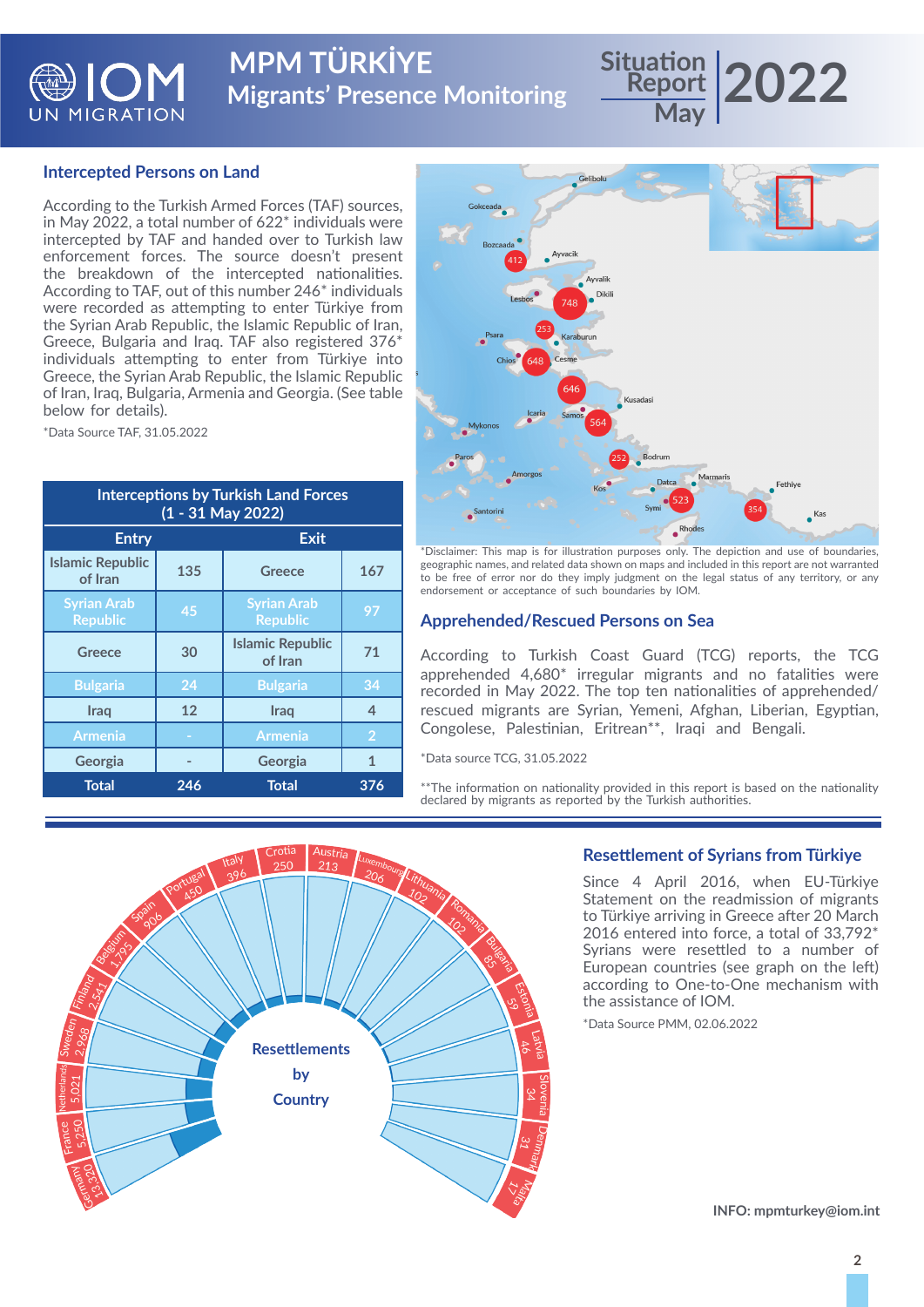# MPM TÜRKİYE Migrants' Presence Monitoring

Situation Report May 2022

## Intercepted Persons on Land

According to the Turkish Armed Forces (TAF) sources, in May 2022, a total number of 622* individuals were intercepted by TAF and handed over to Turkish law enforcement forces. The source doesn't present the breakdown of the intercepted nationalities. According to TAF, out of this number 246* individuals were recorded as attempting to enter Türkiye from the Syrian Arab Republic, the Islamic Republic of Iran, Greece, Bulgaria and Iraq. TAF also registered 376* individuals attempting to enter from Türkiye into Greece, the Syrian Arab Republic, the Islamic Republic of Iran, Iraq, Bulgaria, Armenia and Georgia. (See table below for details).

*Data Source TAF, 31.05.2022

| Interceptions by Turkish Land Forces (1 - 31 May 2022) | | | |
|---|---|---|---|
| Entry | | Exit | |
| Islamic Republic of Iran | 135 | Greece | 167 |
| Syrian Arab Republic | 45 | Syrian Arab Republic | 97 |
| Greece | 30 | Islamic Republic of Iran | 71 |
| Bulgaria | 24 | Bulgaria | 34 |
| Iraq | 12 | Iraq | 4 |
| Armenia | - | Armenia | 2 |
| Georgia | - | Georgia | 1 |
| Total | 246 | Total | 376 |

Gelibolu
Gokceada
Bozcaada
412
Ayvacik
Ayvalik
Dikili
Lesbos
748
Psara
253
Karaburun
Chios
648
Cesme
646
Kusadasi
Icaria
Samos
564
Mykonos
Paros
252
Bodrum
Amorgos
Kos
Datca
Marmaris
Fethiye
523
Symi
354
Kas
Santorini
Rhodes

*Disclaimer: This map is for illustration purposes only. The depiction and use of boundaries, geographic names, and related data shown on maps and included in this report are not warranted to be free of error nor do they imply judgment on the legal status of any territory, or any endorsement or acceptance of such boundaries by IOM.

## Apprehended/Rescued Persons on Sea

According to Turkish Coast Guard (TCG) reports, the TCG apprehended 4,680* irregular migrants and no fatalities were recorded in May 2022. The top ten nationalities of apprehended/rescued migrants are Syrian, Yemeni, Afghan, Liberian, Egyptian, Congolese, Palestinian, Eritrean**, Iraqi and Bengali.

*Data source TCG, 31.05.2022

**The information on nationality provided in this report is based on the nationality declared by migrants as reported by the Turkish authorities.

Resettlements by Country

Germany 13,320
France 5,250
Netherlands 5,021
Sweden 2,968
Finland 2,541
Belgium 1,795
Spain 906
Portugal 450
Italy 396
Crotia 250
Austria 213
Luxembourg 206
Lithuania 102
Romania 102
Bulgaria 85
Estonia 59
Latvia 46
Slovenia 34
Denmark 31
Malta 17

## Resettlement of Syrians from Türkiye

Since 4 April 2016, when EU-Türkiye Statement on the readmission of migrants to Türkiye arriving in Greece after 20 March 2016 entered into force, a total of 33,792* Syrians were resettled to a number of European countries (see graph on the left) according to One-to-One mechanism with the assistance of IOM.

*Data Source PMM, 02.06.2022

**INFO: mpmturkey@iom.int**